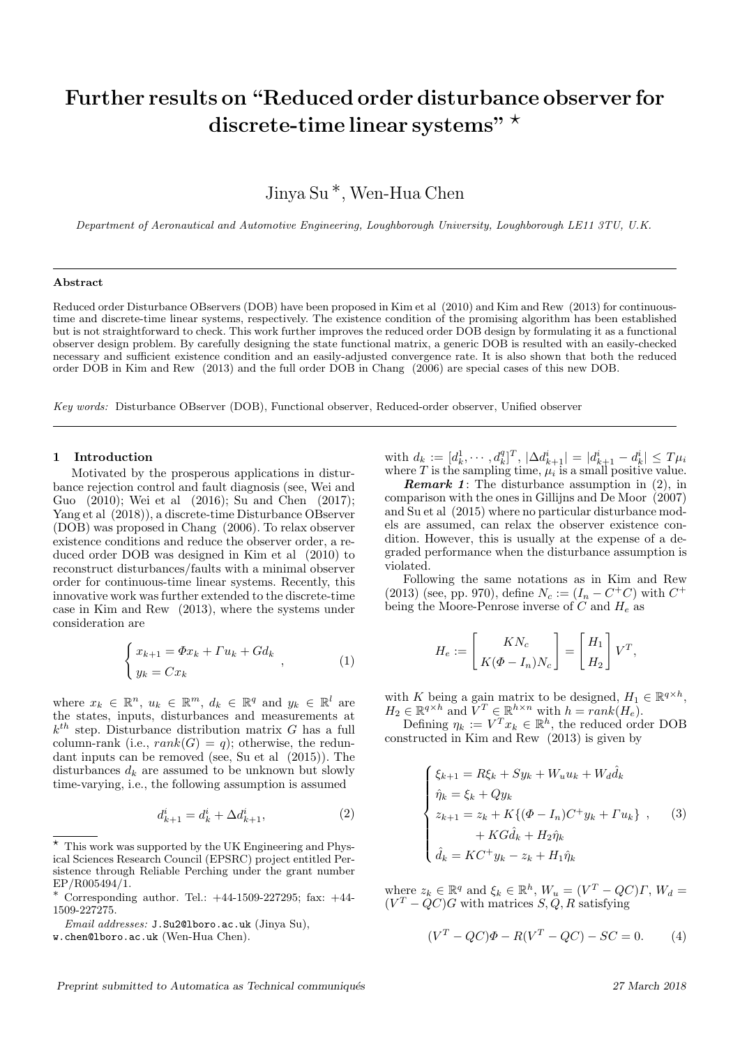# Further results on "Reduced order disturbance observer for discrete-time linear systems" ⋆

Jinya Su [\*], Wen-Hua Chen

*Department of Aeronautical and Automotive Engineering, Loughborough University, Loughborough LE11 3TU, U.K.*

---

**Abstract**

Reduced order Disturbance OBservers (DOB) have been proposed in Kim et al (2010) and Kim and Rew (2013) for continuous-time and discrete-time linear systems, respectively. The existence condition of the promising algorithm has been established but is not straightforward to check. This work further improves the reduced order DOB design by formulating it as a functional observer design problem. By carefully designing the state functional matrix, a generic DOB is resulted with an easily-checked necessary and sufficient existence condition and an easily-adjusted convergence rate. It is also shown that both the reduced order DOB in Kim and Rew (2013) and the full order DOB in Chang (2006) are special cases of this new DOB.

*Key words:* Disturbance OBserver (DOB), Functional observer, Reduced-order observer, Unified observer

---

## 1 Introduction

Motivated by the prosperous applications in disturbance rejection control and fault diagnosis (see, Wei and Guo (2010); Wei et al (2016); Su and Chen (2017); Yang et al (2018)), a discrete-time Disturbance OBserver (DOB) was proposed in Chang (2006). To relax observer existence conditions and reduce the observer order, a reduced order DOB was designed in Kim et al (2010) to reconstruct disturbances/faults with a minimal observer order for continuous-time linear systems. Recently, this innovative work was further extended to the discrete-time case in Kim and Rew (2013), where the systems under consideration are

$$\begin{cases} x_{k+1} = \Phi x_k + \Gamma u_k + G d_k \\ y_k = C x_k \end{cases}, \tag{1}$$

where $x_k \in \mathbb{R}^n$, $u_k \in \mathbb{R}^m$, $d_k \in \mathbb{R}^q$ and $y_k \in \mathbb{R}^l$ are the states, inputs, disturbances and measurements at $k^{th}$ step. Disturbance distribution matrix $G$ has a full column-rank (i.e., $rank(G) = q$); otherwise, the redundant inputs can be removed (see, Su et al (2015)). The disturbances $d_k$ are assumed to be unknown but slowly time-varying, i.e., the following assumption is assumed

$$d^i_{k+1} = d^i_k + \Delta d^i_{k+1}, \tag{2}$$

with $d_k := [d^1_k, \cdots, d^q_k]^T$, $|\Delta d^i_{k+1}| = |d^i_{k+1} - d^i_k| \leq T\mu_i$ where $T$ is the sampling time, $\mu_i$ is a small positive value.

***Remark 1***: The disturbance assumption in (2), in comparison with the ones in Gillijns and De Moor (2007) and Su et al (2015) where no particular disturbance models are assumed, can relax the observer existence condition. However, this is usually at the expense of a degraded performance when the disturbance assumption is violated.

Following the same notations as in Kim and Rew (2013) (see, pp. 970), define $N_c := (I_n - C^+ C)$ with $C^+$ being the Moore-Penrose inverse of $C$ and $H_e$ as

$$H_e := \begin{bmatrix} K N_c \\ K(\Phi - I_n) N_c \end{bmatrix} = \begin{bmatrix} H_1 \\ H_2 \end{bmatrix} V^T,$$

with $K$ being a gain matrix to be designed, $H_1 \in \mathbb{R}^{q \times h}$, $H_2 \in \mathbb{R}^{q \times h}$ and $V^T \in \mathbb{R}^{h \times n}$ with $h = rank(H_e)$.

Defining $\eta_k := V^T x_k \in \mathbb{R}^h$, the reduced order DOB constructed in Kim and Rew (2013) is given by

$$\begin{cases} \xi_{k+1} = R\xi_k + S y_k + W_u u_k + W_d \hat{d}_k \\ \hat{\eta}_k = \xi_k + Q y_k \\ z_{k+1} = z_k + K\{(\Phi - I_n) C^+ y_k + \Gamma u_k\} \\ \qquad + K G \hat{d}_k + H_2 \hat{\eta}_k \\ \hat{d}_k = K C^+ y_k - z_k + H_1 \hat{\eta}_k \end{cases}, \tag{3}$$

where $z_k \in \mathbb{R}^q$ and $\xi_k \in \mathbb{R}^h$, $W_u = (V^T - QC)\Gamma$, $W_d = (V^T - QC)G$ with matrices $S, Q, R$ satisfying

$$(V^T - QC)\Phi - R(V^T - QC) - SC = 0. \tag{4}$$

---

⋆ This work was supported by the UK Engineering and Physical Sciences Research Council (EPSRC) project entitled Persistence through Reliable Perching under the grant number EP/R005494/1.

[\*] Corresponding author. Tel.: +44-1509-227295; fax: +44-1509-227275.

*Email addresses:* J.Su2@lboro.ac.uk (Jinya Su), w.chen@lboro.ac.uk (Wen-Hua Chen).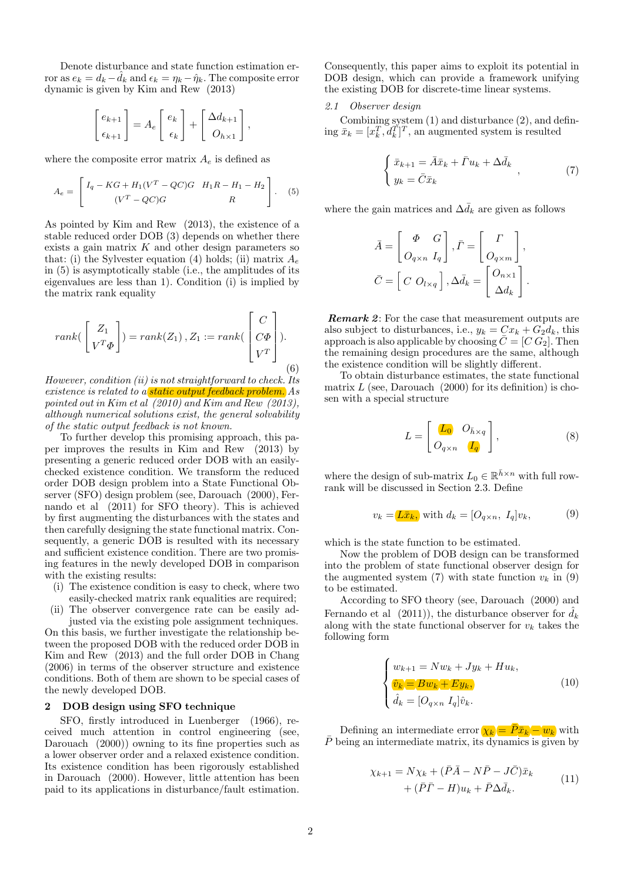Denote disturbance and state function estimation error as $e_k = d_k - \hat{d}_k$ and $\epsilon_k = \eta_k - \hat{\eta}_k$. The composite error dynamic is given by Kim and Rew (2013)

$$\begin{bmatrix} e_{k+1} \\ \epsilon_{k+1} \end{bmatrix} = A_e \begin{bmatrix} e_k \\ \epsilon_k \end{bmatrix} + \begin{bmatrix} \Delta d_{k+1} \\ O_{h\times 1} \end{bmatrix},$$

where the composite error matrix $A_e$ is defined as

$$A_e = \begin{bmatrix} I_q - KG + H_1(V^T - QC)G & H_1 R - H_1 - H_2 \\ (V^T - QC)G & R \end{bmatrix}. \quad (5)$$

As pointed by Kim and Rew (2013), the existence of a stable reduced order DOB (3) depends on whether there exists a gain matrix $K$ and other design parameters so that: (i) the Sylvester equation (4) holds; (ii) matrix $A_e$ in (5) is asymptotically stable (i.e., the amplitudes of its eigenvalues are less than 1). Condition (i) is implied by the matrix rank equality

$$rank(\begin{bmatrix} Z_1 \\ V^T\Phi \end{bmatrix}) = rank(Z_1)\,, Z_1 := rank(\begin{bmatrix} C \\ C\Phi \\ V^T \end{bmatrix}). \quad (6)$$

*However, condition (ii) is not straightforward to check. Its existence is related to a static output feedback problem. As pointed out in Kim et al (2010) and Kim and Rew (2013), although numerical solutions exist, the general solvability of the static output feedback is not known.*

To further develop this promising approach, this paper improves the results in Kim and Rew (2013) by presenting a generic reduced order DOB with an easily-checked existence condition. We transform the reduced order DOB design problem into a State Functional Observer (SFO) design problem (see, Darouach (2000), Fernando et al (2011) for SFO theory). This is achieved by first augmenting the disturbances with the states and then carefully designing the state functional matrix. Consequently, a generic DOB is resulted with its necessary and sufficient existence condition. There are two promising features in the newly developed DOB in comparison with the existing results:

- (i) The existence condition is easy to check, where two easily-checked matrix rank equalities are required;
- (ii) The observer convergence rate can be easily adjusted via the existing pole assignment techniques.

On this basis, we further investigate the relationship between the proposed DOB with the reduced order DOB in Kim and Rew (2013) and the full order DOB in Chang (2006) in terms of the observer structure and existence conditions. Both of them are shown to be special cases of the newly developed DOB.

## 2 DOB design using SFO technique

SFO, firstly introduced in Luenberger (1966), received much attention in control engineering (see, Darouach (2000)) owning to its fine properties such as a lower observer order and a relaxed existence condition. Its existence condition has been rigorously established in Darouach (2000). However, little attention has been paid to its applications in disturbance/fault estimation. Consequently, this paper aims to exploit its potential in DOB design, which can provide a framework unifying the existing DOB for discrete-time linear systems.

### 2.1 Observer design

Combining system (1) and disturbance (2), and defining $\bar{x}_k = [x_k^T, d_k^T]^T$, an augmented system is resulted

$$\begin{cases} \bar{x}_{k+1} = \bar{A}\bar{x}_k + \bar{\Gamma}u_k + \Delta\bar{d}_k \\ y_k = \bar{C}\bar{x}_k \end{cases}, \quad (7)$$

where the gain matrices and $\Delta\bar{d}_k$ are given as follows

$$\bar{A} = \begin{bmatrix} \Phi & G \\ O_{q\times n} & I_q \end{bmatrix}, \bar{\Gamma} = \begin{bmatrix} \Gamma \\ O_{q\times m} \end{bmatrix},$$
$$\bar{C} = \begin{bmatrix} C & O_{l\times q} \end{bmatrix}, \Delta\bar{d}_k = \begin{bmatrix} O_{n\times 1} \\ \Delta d_k \end{bmatrix}.$$

***Remark 2***: For the case that measurement outputs are also subject to disturbances, i.e., $y_k = Cx_k + G_2 d_k$, this approach is also applicable by choosing $\bar{C} = [C\, G_2]$. Then the remaining design procedures are the same, although the existence condition will be slightly different.

To obtain disturbance estimates, the state functional matrix $L$ (see, Darouach (2000) for its definition) is chosen with a special structure

$$L = \begin{bmatrix} L_0 & O_{\bar{h}\times q} \\ O_{q\times n} & I_q \end{bmatrix}, \quad (8)$$

where the design of sub-matrix $L_0 \in \mathbb{R}^{\bar{h}\times n}$ with full row-rank will be discussed in Section 2.3. Define

$$v_k = L\bar{x}_k, \text{ with } d_k = [O_{q\times n},\ I_q]v_k, \quad (9)$$

which is the state function to be estimated.

Now the problem of DOB design can be transformed into the problem of state functional observer design for the augmented system (7) with state function $v_k$ in (9) to be estimated.

According to SFO theory (see, Darouach (2000) and Fernando et al (2011)), the disturbance observer for $\hat{d}_k$ along with the state functional observer for $v_k$ takes the following form

$$\begin{cases} w_{k+1} = Nw_k + Jy_k + Hu_k, \\ \hat{v}_k = Bw_k + Ey_k, \\ \hat{d}_k = [O_{q\times n}\ I_q]\hat{v}_k. \end{cases} \quad (10)$$

Defining an intermediate error $\chi_k = \bar{P}\bar{x}_k - w_k$ with $\bar{P}$ being an intermediate matrix, its dynamics is given by

$$\chi_{k+1} = N\chi_k + (\bar{P}\bar{A} - N\bar{P} - J\bar{C})\bar{x}_k + (\bar{P}\bar{\Gamma} - H)u_k + \bar{P}\Delta\bar{d}_k. \quad (11)$$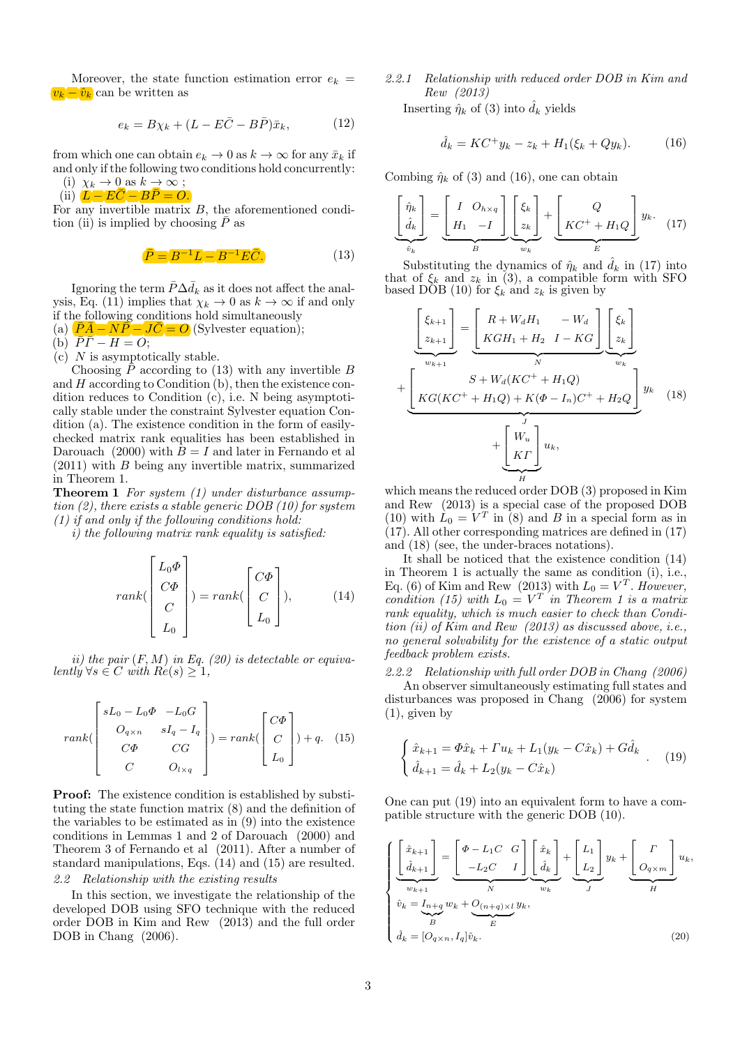Moreover, the state function estimation error $e_k = v_k - \hat{v}_k$ can be written as

$$e_k = B\chi_k + (L - E\bar{C} - B\bar{P})\bar{x}_k, \tag{12}$$

from which one can obtain $e_k \to 0$ as $k \to \infty$ for any $\bar{x}_k$ if and only if the following two conditions hold concurrently:

(i) $\chi_k \to 0$ as $k \to \infty$ ;
(ii) $L - E\bar{C} - B\bar{P} = O$.

For any invertible matrix $B$, the aforementioned condition (ii) is implied by choosing $\bar{P}$ as

$$\bar{P} = B^{-1}L - B^{-1}E\bar{C}. \tag{13}$$

Ignoring the term $\bar{P}\Delta\bar{d}_k$ as it does not affect the analysis, Eq. (11) implies that $\chi_k \to 0$ as $k \to \infty$ if and only if the following conditions hold simultaneously

(a) $\bar{P}\bar{A} - N\bar{P} - J\bar{C} = O$ (Sylvester equation);
(b) $\bar{P}\bar{\Gamma} - H = O$;
(c) $N$ is asymptotically stable.

Choosing $\bar{P}$ according to (13) with any invertible $B$ and $H$ according to Condition (b), then the existence condition reduces to Condition (c), i.e. N being asymptotically stable under the constraint Sylvester equation Condition (a). The existence condition in the form of easily-checked matrix rank equalities has been established in Darouach (2000) with $B = I$ and later in Fernando et al (2011) with $B$ being any invertible matrix, summarized in Theorem 1.

**Theorem 1** *For system (1) under disturbance assumption (2), there exists a stable generic DOB (10) for system (1) if and only if the following conditions hold:*

*i) the following matrix rank equality is satisfied:*

$$rank(\begin{bmatrix} L_0\Phi \\ C\Phi \\ C \\ L_0 \end{bmatrix}) = rank(\begin{bmatrix} C\Phi \\ C \\ L_0 \end{bmatrix}), \tag{14}$$

*ii) the pair $(F, M)$ in Eq. (20) is detectable or equivalently $\forall s \in C$ with $Re(s) \geq 1$,*

$$rank(\begin{bmatrix} sL_0 - L_0\Phi & -L_0G \\ O_{q\times n} & sI_q - I_q \\ C\Phi & CG \\ C & O_{l\times q} \end{bmatrix}) = rank(\begin{bmatrix} C\Phi \\ C \\ L_0 \end{bmatrix}) + q. \tag{15}$$

**Proof:** The existence condition is established by substituting the state function matrix (8) and the definition of the variables to be estimated as in (9) into the existence conditions in Lemmas 1 and 2 of Darouach (2000) and Theorem 3 of Fernando et al (2011). After a number of standard manipulations, Eqs. (14) and (15) are resulted.

### 2.2 Relationship with the existing results

In this section, we investigate the relationship of the developed DOB using SFO technique with the reduced order DOB in Kim and Rew (2013) and the full order DOB in Chang (2006).

#### 2.2.1 Relationship with reduced order DOB in Kim and Rew (2013)

Inserting $\hat{\eta}_k$ of (3) into $\hat{d}_k$ yields

$$\hat{d}_k = KC^+y_k - z_k + H_1(\xi_k + Qy_k). \tag{16}$$

Combing $\hat{\eta}_k$ of (3) and (16), one can obtain

$$\underbrace{\begin{bmatrix} \hat{\eta}_k \\ \hat{d}_k \end{bmatrix}}_{\hat{v}_k} = \underbrace{\begin{bmatrix} I & O_{h\times q} \\ H_1 & -I \end{bmatrix}}_{B} \underbrace{\begin{bmatrix} \xi_k \\ z_k \end{bmatrix}}_{w_k} + \underbrace{\begin{bmatrix} Q \\ KC^+ + H_1Q \end{bmatrix}}_{E} y_k. \tag{17}$$

Substituting the dynamics of $\hat{\eta}_k$ and $\hat{d}_k$ in (17) into that of $\xi_k$ and $z_k$ in (3), a compatible form with SFO based DOB (10) for $\xi_k$ and $z_k$ is given by

$$\begin{aligned}\underbrace{\begin{bmatrix} \xi_{k+1} \\ z_{k+1} \end{bmatrix}}_{w_{k+1}} &= \underbrace{\begin{bmatrix} R + W_dH_1 & -W_d \\ KGH_1 + H_2 & I - KG \end{bmatrix}}_{N} \underbrace{\begin{bmatrix} \xi_k \\ z_k \end{bmatrix}}_{w_k} \\ &+ \underbrace{\begin{bmatrix} S + W_d(KC^+ + H_1Q) \\ KG(KC^+ + H_1Q) + K(\Phi - I_n)C^+ + H_2Q \end{bmatrix}}_{J} y_k \\ &+ \underbrace{\begin{bmatrix} W_u \\ K\Gamma \end{bmatrix}}_{H} u_k,\end{aligned} \tag{18}$$

which means the reduced order DOB (3) proposed in Kim and Rew (2013) is a special case of the proposed DOB (10) with $L_0 = V^T$ in (8) and $B$ in a special form as in (17). All other corresponding matrices are defined in (17) and (18) (see, the under-braces notations).

It shall be noticed that the existence condition (14) in Theorem 1 is actually the same as condition (i), i.e., Eq. (6) of Kim and Rew (2013) with $L_0 = V^T$. *However, condition (15) with $L_0 = V^T$ in Theorem 1 is a matrix rank equality, which is much easier to check than Condition (ii) of Kim and Rew (2013) as discussed above, i.e., no general solvability for the existence of a static output feedback problem exists.*

#### 2.2.2 Relationship with full order DOB in Chang (2006)

An observer simultaneously estimating full states and disturbances was proposed in Chang (2006) for system (1), given by

$$\begin{cases} \hat{x}_{k+1} = \Phi\hat{x}_k + \Gamma u_k + L_1(y_k - C\hat{x}_k) + G\hat{d}_k \\ \hat{d}_{k+1} = \hat{d}_k + L_2(y_k - C\hat{x}_k) \end{cases}. \tag{19}$$

One can put (19) into an equivalent form to have a compatible structure with the generic DOB (10).

$$\begin{cases} \underbrace{\begin{bmatrix} \hat{x}_{k+1} \\ \hat{d}_{k+1} \end{bmatrix}}_{w_{k+1}} = \underbrace{\begin{bmatrix} \Phi - L_1C & G \\ -L_2C & I \end{bmatrix}}_{N} \underbrace{\begin{bmatrix} \hat{x}_k \\ \hat{d}_k \end{bmatrix}}_{w_k} + \underbrace{\begin{bmatrix} L_1 \\ L_2 \end{bmatrix}}_{J} y_k + \underbrace{\begin{bmatrix} \Gamma \\ O_{q\times m} \end{bmatrix}}_{H} u_k, \\ \hat{v}_k = \underbrace{I_{n+q}}_{B} w_k + \underbrace{O_{(n+q)\times l}}_{E} y_k, \\ \hat{d}_k = [O_{q\times n}, I_q]\hat{v}_k. \end{cases} \tag{20}$$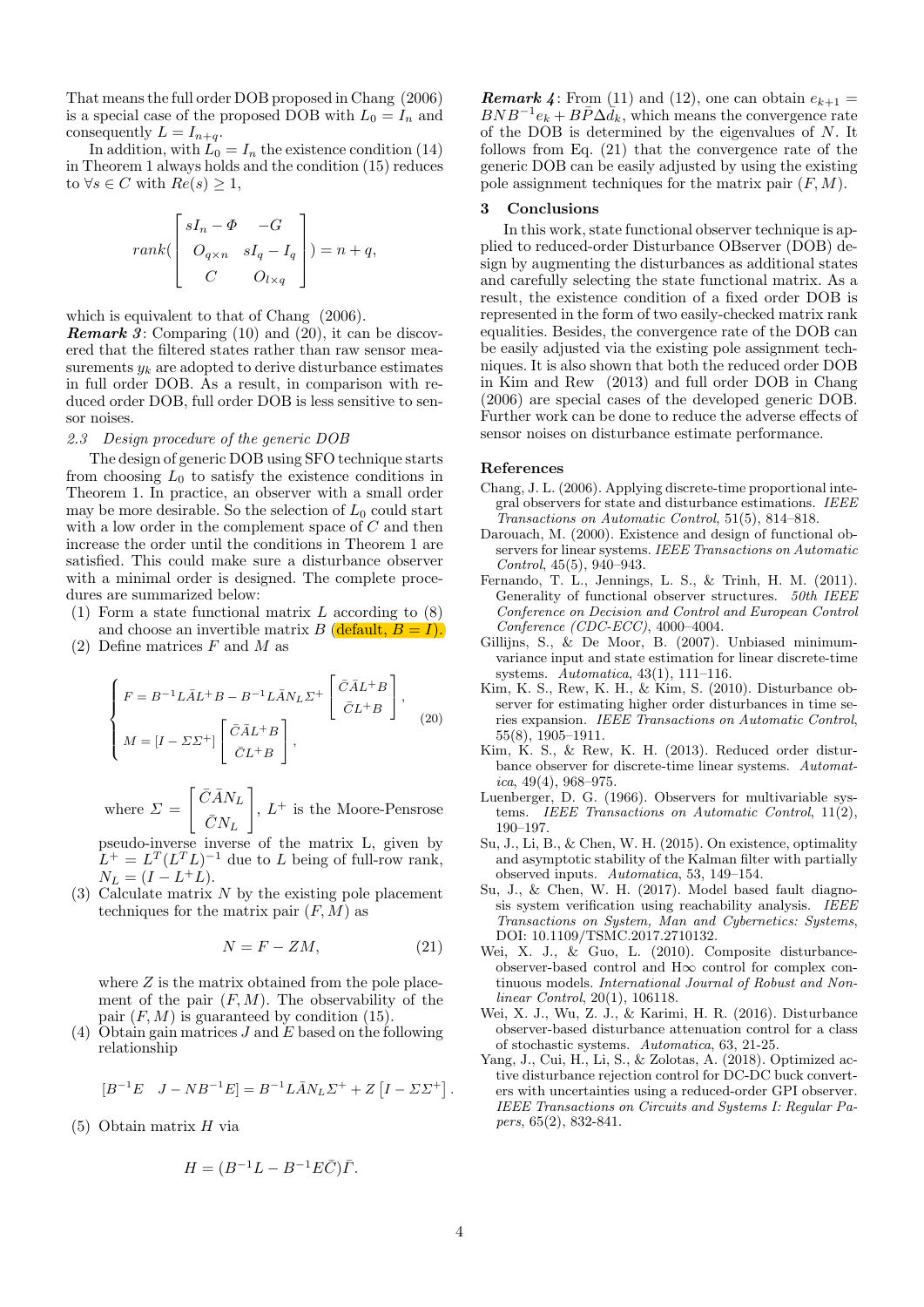That means the full order DOB proposed in Chang (2006) is a special case of the proposed DOB with $L_0 = I_n$ and consequently $L = I_{n+q}$.

In addition, with $L_0 = I_n$ the existence condition (14) in Theorem 1 always holds and the condition (15) reduces to $\forall s \in C$ with $Re(s) \geq 1$,

$$rank(\begin{bmatrix} sI_n - \Phi & -G \\ O_{q\times n} & sI_q - I_q \\ C & O_{l\times q} \end{bmatrix}) = n + q,$$

which is equivalent to that of Chang (2006).

***Remark 3***: Comparing (10) and (20), it can be discovered that the filtered states rather than raw sensor measurements $y_k$ are adopted to derive disturbance estimates in full order DOB. As a result, in comparison with reduced order DOB, full order DOB is less sensitive to sensor noises.

*2.3 Design procedure of the generic DOB*

The design of generic DOB using SFO technique starts from choosing $L_0$ to satisfy the existence conditions in Theorem 1. In practice, an observer with a small order may be more desirable. So the selection of $L_0$ could start with a low order in the complement space of $C$ and then increase the order until the conditions in Theorem 1 are satisfied. This could make sure a disturbance observer with a minimal order is designed. The complete procedures are summarized below:

(1) Form a state functional matrix $L$ according to (8) and choose an invertible matrix $B$ (default, $B = I$).

(2) Define matrices $F$ and $M$ as

$$\begin{cases} F = B^{-1}L\bar{A}L^{+}B - B^{-1}L\bar{A}N_L\Sigma^{+}\begin{bmatrix} \bar{C}\bar{A}L^{+}B \\ \bar{C}L^{+}B \end{bmatrix}, \\ M = [I - \Sigma\Sigma^{+}]\begin{bmatrix} \bar{C}\bar{A}L^{+}B \\ \bar{C}L^{+}B \end{bmatrix}, \end{cases} \tag{20}$$

where $\Sigma = \begin{bmatrix} \bar{C}\bar{A}N_L \\ \bar{C}N_L \end{bmatrix}$, $L^{+}$ is the Moore-Pensrose pseudo-inverse inverse of the matrix L, given by $L^{+} = L^T(L^TL)^{-1}$ due to $L$ being of full-row rank, $N_L = (I - L^{+}L)$.

(3) Calculate matrix $N$ by the existing pole placement techniques for the matrix pair $(F, M)$ as

$$N = F - ZM, \tag{21}$$

where $Z$ is the matrix obtained from the pole placement of the pair $(F, M)$. The observability of the pair $(F, M)$ is guaranteed by condition (15).

(4) Obtain gain matrices $J$ and $E$ based on the following relationship

$$[B^{-1}E \quad J - NB^{-1}E] = B^{-1}L\bar{A}N_L\Sigma^{+} + Z\left[I - \Sigma\Sigma^{+}\right].$$

(5) Obtain matrix $H$ via

$$H = (B^{-1}L - B^{-1}E\bar{C})\bar{\Gamma}.$$

***Remark 4***: From (11) and (12), one can obtain $e_{k+1} = BNB^{-1}e_k + B\bar{P}\Delta\bar{d}_k$, which means the convergence rate of the DOB is determined by the eigenvalues of $N$. It follows from Eq. (21) that the convergence rate of the generic DOB can be easily adjusted by using the existing pole assignment techniques for the matrix pair $(F, M)$.

## 3 Conclusions

In this work, state functional observer technique is applied to reduced-order Disturbance OBserver (DOB) design by augmenting the disturbances as additional states and carefully selecting the state functional matrix. As a result, the existence condition of a fixed order DOB is represented in the form of two easily-checked matrix rank equalities. Besides, the convergence rate of the DOB can be easily adjusted via the existing pole assignment techniques. It is also shown that both the reduced order DOB in Kim and Rew (2013) and full order DOB in Chang (2006) are special cases of the developed generic DOB. Further work can be done to reduce the adverse effects of sensor noises on disturbance estimate performance.

## References

Chang, J. L. (2006). Applying discrete-time proportional integral observers for state and disturbance estimations. *IEEE Transactions on Automatic Control*, 51(5), 814–818.

Darouach, M. (2000). Existence and design of functional observers for linear systems. *IEEE Transactions on Automatic Control*, 45(5), 940–943.

Fernando, T. L., Jennings, L. S., & Trinh, H. M. (2011). Generality of functional observer structures. *50th IEEE Conference on Decision and Control and European Control Conference (CDC-ECC)*, 4000–4004.

Gillijns, S., & De Moor, B. (2007). Unbiased minimum-variance input and state estimation for linear discrete-time systems. *Automatica*, 43(1), 111–116.

Kim, K. S., Rew, K. H., & Kim, S. (2010). Disturbance observer for estimating higher order disturbances in time series expansion. *IEEE Transactions on Automatic Control*, 55(8), 1905–1911.

Kim, K. S., & Rew, K. H. (2013). Reduced order disturbance observer for discrete-time linear systems. *Automatica*, 49(4), 968–975.

Luenberger, D. G. (1966). Observers for multivariable systems. *IEEE Transactions on Automatic Control*, 11(2), 190–197.

Su, J., Li, B., & Chen, W. H. (2015). On existence, optimality and asymptotic stability of the Kalman filter with partially observed inputs. *Automatica*, 53, 149–154.

Su, J., & Chen, W. H. (2017). Model based fault diagnosis system verification using reachability analysis. *IEEE Transactions on System, Man and Cybernetics: Systems*, DOI: 10.1109/TSMC.2017.2710132.

Wei, X. J., & Guo, L. (2010). Composite disturbance-observer-based control and H∞ control for complex continuous models. *International Journal of Robust and Nonlinear Control*, 20(1), 106118.

Wei, X. J., Wu, Z. J., & Karimi, H. R. (2016). Disturbance observer-based disturbance attenuation control for a class of stochastic systems. *Automatica*, 63, 21-25.

Yang, J., Cui, H., Li, S., & Zolotas, A. (2018). Optimized active disturbance rejection control for DC-DC buck converters with uncertainties using a reduced-order GPI observer. *IEEE Transactions on Circuits and Systems I: Regular Papers*, 65(2), 832-841.